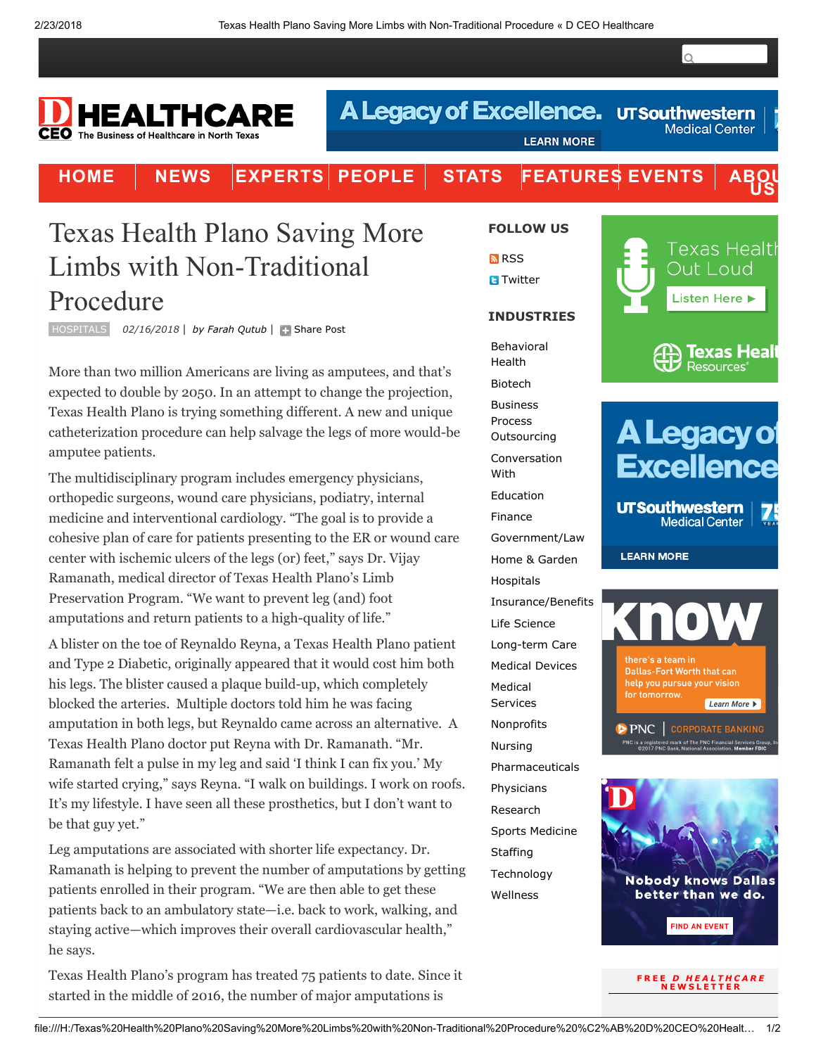# Texas Health Plano Saving More Limbs with Non-Traditional Procedure

HOSPITALS *02/16/2018* | *by Farah Qutub* | Share Post

More than two million Americans are living as amputees, and that's expected to double by 2050. In an attempt to change the projection, Texas Health Plano is trying something different. A new and unique catheterization procedure can help salvage the legs of more would-be amputee patients.

The multidisciplinary program includes emergency physicians, orthopedic surgeons, wound care physicians, podiatry, internal medicine and interventional cardiology. "The goal is to provide a cohesive plan of care for patients presenting to the ER or wound care center with ischemic ulcers of the legs (or) feet," says Dr. Vijay Ramanath, medical director of Texas Health Plano's Limb Preservation Program. "We want to prevent leg (and) foot amputations and return patients to a high-quality of life."

A blister on the toe of Reynaldo Reyna, a Texas Health Plano patient and Type 2 Diabetic, originally appeared that it would cost him both his legs. The blister caused a plaque build-up, which completely blocked the arteries. Multiple doctors told him he was facing amputation in both legs, but Reynaldo came across an alternative. A Texas Health Plano doctor put Reyna with Dr. Ramanath. "Mr. Ramanath felt a pulse in my leg and said 'I think I can fix you.' My wife started crying," says Reyna. "I walk on buildings. I work on roofs. It's my lifestyle. I have seen all these prosthetics, but I don't want to be that guy yet."

Leg amputations are associated with shorter life expectancy. Dr. Ramanath is helping to prevent the number of amputations by getting patients enrolled in their program. "We are then able to get these patients back to an ambulatory state—i.e. back to work, walking, and staying active—which improves their overall cardiovascular health," he says.

Texas Health Plano's program has treated 75 patients to date. Since it started in the middle of 2016, the number of major amputations is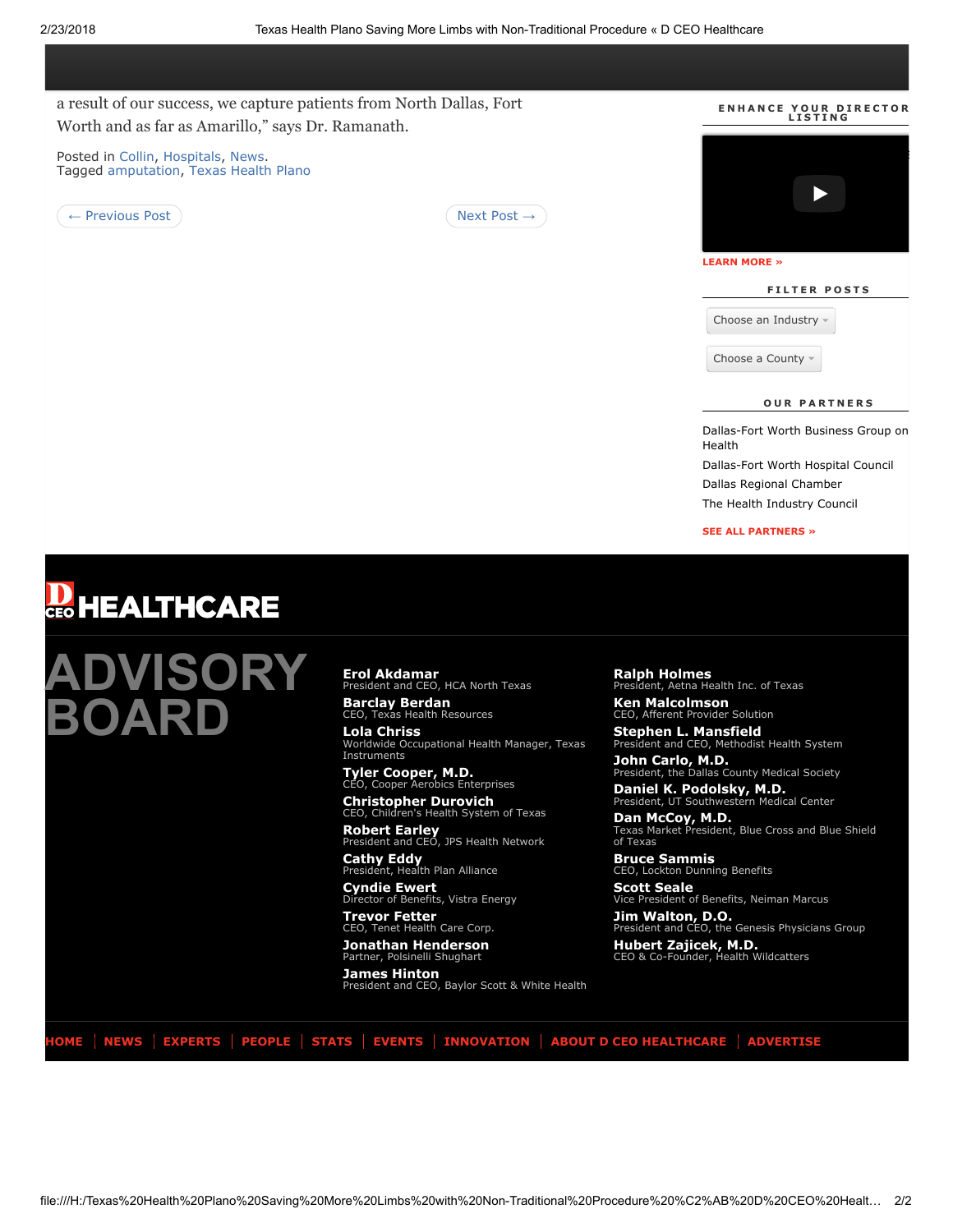a result of our success, we capture patients from North Dallas, Fort Worth and as far as Amarillo," says Dr. Ramanath.

Posted in Collin, Hospitals, News.
Tagged amputation, Texas Health Plano

← Previous Post

Next Post →

ENHANCE YOUR DIRECTOR LISTING

LEARN MORE »

FILTER POSTS

Choose an Industry

Choose a County

OUR PARTNERS

Dallas-Fort Worth Business Group on Health

Dallas-Fort Worth Hospital Council

Dallas Regional Chamber

The Health Industry Council

SEE ALL PARTNERS »

D CEO HEALTHCARE

# ADVISORY BOARD

**Erol Akdamar**
President and CEO, HCA North Texas

**Barclay Berdan**
CEO, Texas Health Resources

**Lola Chriss**
Worldwide Occupational Health Manager, Texas Instruments

**Tyler Cooper, M.D.**
CEO, Cooper Aerobics Enterprises

**Christopher Durovich**
CEO, Children's Health System of Texas

**Robert Earley**
President and CEO, JPS Health Network

**Cathy Eddy**
President, Health Plan Alliance

**Cyndie Ewert**
Director of Benefits, Vistra Energy

**Trevor Fetter**
CEO, Tenet Health Care Corp.

**Jonathan Henderson**
Partner, Polsinelli Shughart

**James Hinton**
President and CEO, Baylor Scott & White Health

**Ralph Holmes**
President, Aetna Health Inc. of Texas

**Ken Malcolmson**
CEO, Afferent Provider Solution

**Stephen L. Mansfield**
President and CEO, Methodist Health System

**John Carlo, M.D.**
President, the Dallas County Medical Society

**Daniel K. Podolsky, M.D.**
President, UT Southwestern Medical Center

**Dan McCoy, M.D.**
Texas Market President, Blue Cross and Blue Shield of Texas

**Bruce Sammis**
CEO, Lockton Dunning Benefits

**Scott Seale**
Vice President of Benefits, Neiman Marcus

**Jim Walton, D.O.**
President and CEO, the Genesis Physicians Group

**Hubert Zajicek, M.D.**
CEO & Co-Founder, Health Wildcatters

HOME | NEWS | EXPERTS | PEOPLE | STATS | EVENTS | INNOVATION | ABOUT D CEO HEALTHCARE | ADVERTISE